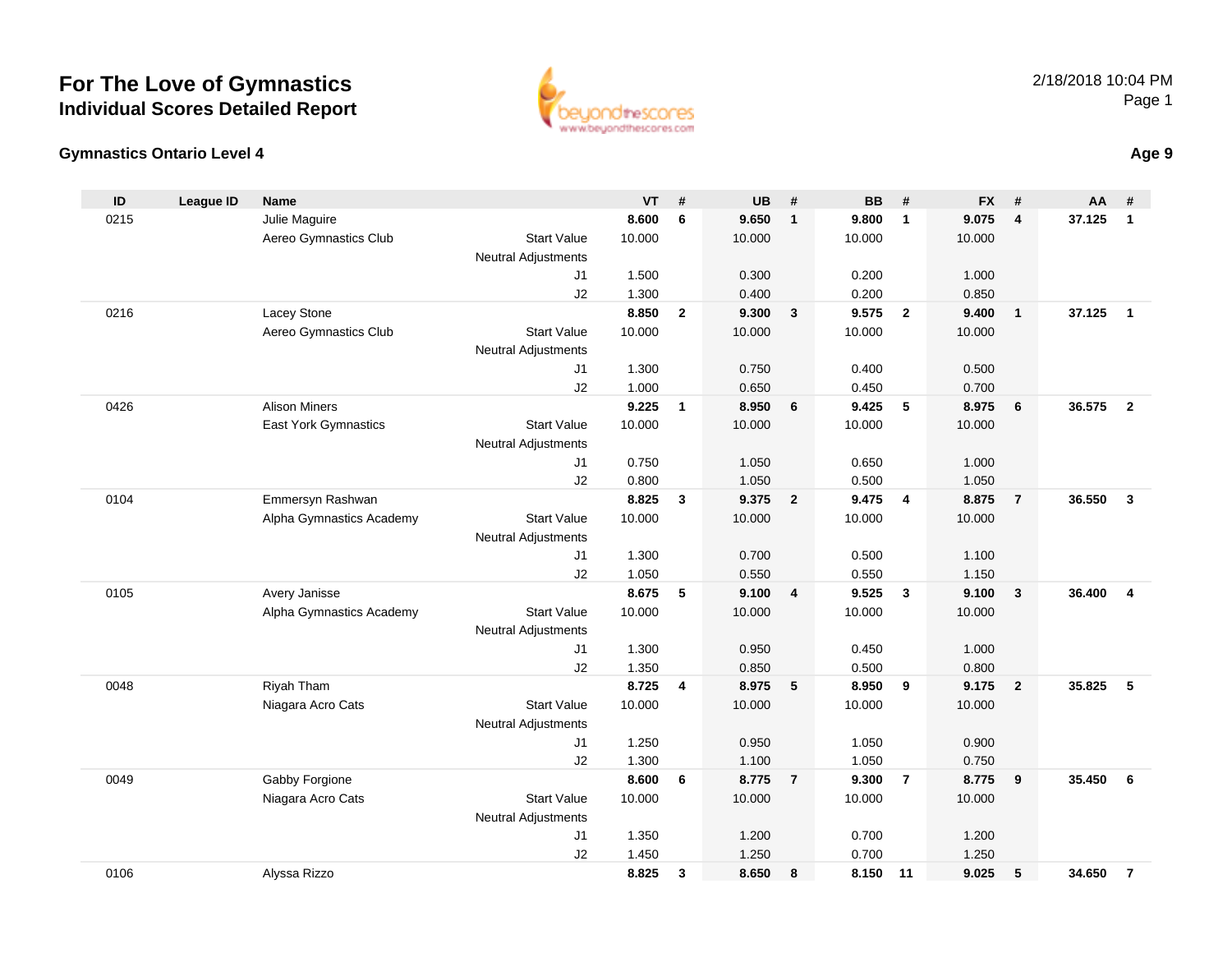# For The Love of Gymnastics

## Individual Scores Detailed Report

2/18/2018 10:04 PM

### Gymnastics Ontario Level 4

**Age 9**

| ID | League ID | Name | | VT | # | UB | # | BB | # | FX | # | AA | # |
|---|---|---|---|---|---|---|---|---|---|---|---|---|---|
| 0215 | | Julie Maguire | | **8.600** | **6** | **9.650** | **1** | **9.800** | **1** | **9.075** | **4** | **37.125** | **1** |
| | | Aereo Gymnastics Club | Start Value | 10.000 | | 10.000 | | 10.000 | | 10.000 | | | |
| | | | Neutral Adjustments | | | | | | | | | | |
| | | | J1 | 1.500 | | 0.300 | | 0.200 | | 1.000 | | | |
| | | | J2 | 1.300 | | 0.400 | | 0.200 | | 0.850 | | | |
| 0216 | | Lacey Stone | | **8.850** | **2** | **9.300** | **3** | **9.575** | **2** | **9.400** | **1** | **37.125** | **1** |
| | | Aereo Gymnastics Club | Start Value | 10.000 | | 10.000 | | 10.000 | | 10.000 | | | |
| | | | Neutral Adjustments | | | | | | | | | | |
| | | | J1 | 1.300 | | 0.750 | | 0.400 | | 0.500 | | | |
| | | | J2 | 1.000 | | 0.650 | | 0.450 | | 0.700 | | | |
| 0426 | | Alison Miners | | **9.225** | **1** | **8.950** | **6** | **9.425** | **5** | **8.975** | **6** | **36.575** | **2** |
| | | East York Gymnastics | Start Value | 10.000 | | 10.000 | | 10.000 | | 10.000 | | | |
| | | | Neutral Adjustments | | | | | | | | | | |
| | | | J1 | 0.750 | | 1.050 | | 0.650 | | 1.000 | | | |
| | | | J2 | 0.800 | | 1.050 | | 0.500 | | 1.050 | | | |
| 0104 | | Emmersyn Rashwan | | **8.825** | **3** | **9.375** | **2** | **9.475** | **4** | **8.875** | **7** | **36.550** | **3** |
| | | Alpha Gymnastics Academy | Start Value | 10.000 | | 10.000 | | 10.000 | | 10.000 | | | |
| | | | Neutral Adjustments | | | | | | | | | | |
| | | | J1 | 1.300 | | 0.700 | | 0.500 | | 1.100 | | | |
| | | | J2 | 1.050 | | 0.550 | | 0.550 | | 1.150 | | | |
| 0105 | | Avery Janisse | | **8.675** | **5** | **9.100** | **4** | **9.525** | **3** | **9.100** | **3** | **36.400** | **4** |
| | | Alpha Gymnastics Academy | Start Value | 10.000 | | 10.000 | | 10.000 | | 10.000 | | | |
| | | | Neutral Adjustments | | | | | | | | | | |
| | | | J1 | 1.300 | | 0.950 | | 0.450 | | 1.000 | | | |
| | | | J2 | 1.350 | | 0.850 | | 0.500 | | 0.800 | | | |
| 0048 | | Riyah Tham | | **8.725** | **4** | **8.975** | **5** | **8.950** | **9** | **9.175** | **2** | **35.825** | **5** |
| | | Niagara Acro Cats | Start Value | 10.000 | | 10.000 | | 10.000 | | 10.000 | | | |
| | | | Neutral Adjustments | | | | | | | | | | |
| | | | J1 | 1.250 | | 0.950 | | 1.050 | | 0.900 | | | |
| | | | J2 | 1.300 | | 1.100 | | 1.050 | | 0.750 | | | |
| 0049 | | Gabby Forgione | | **8.600** | **6** | **8.775** | **7** | **9.300** | **7** | **8.775** | **9** | **35.450** | **6** |
| | | Niagara Acro Cats | Start Value | 10.000 | | 10.000 | | 10.000 | | 10.000 | | | |
| | | | Neutral Adjustments | | | | | | | | | | |
| | | | J1 | 1.350 | | 1.200 | | 0.700 | | 1.200 | | | |
| | | | J2 | 1.450 | | 1.250 | | 0.700 | | 1.250 | | | |
| 0106 | | Alyssa Rizzo | | **8.825** | **3** | **8.650** | **8** | **8.150** | **11** | **9.025** | **5** | **34.650** | **7** |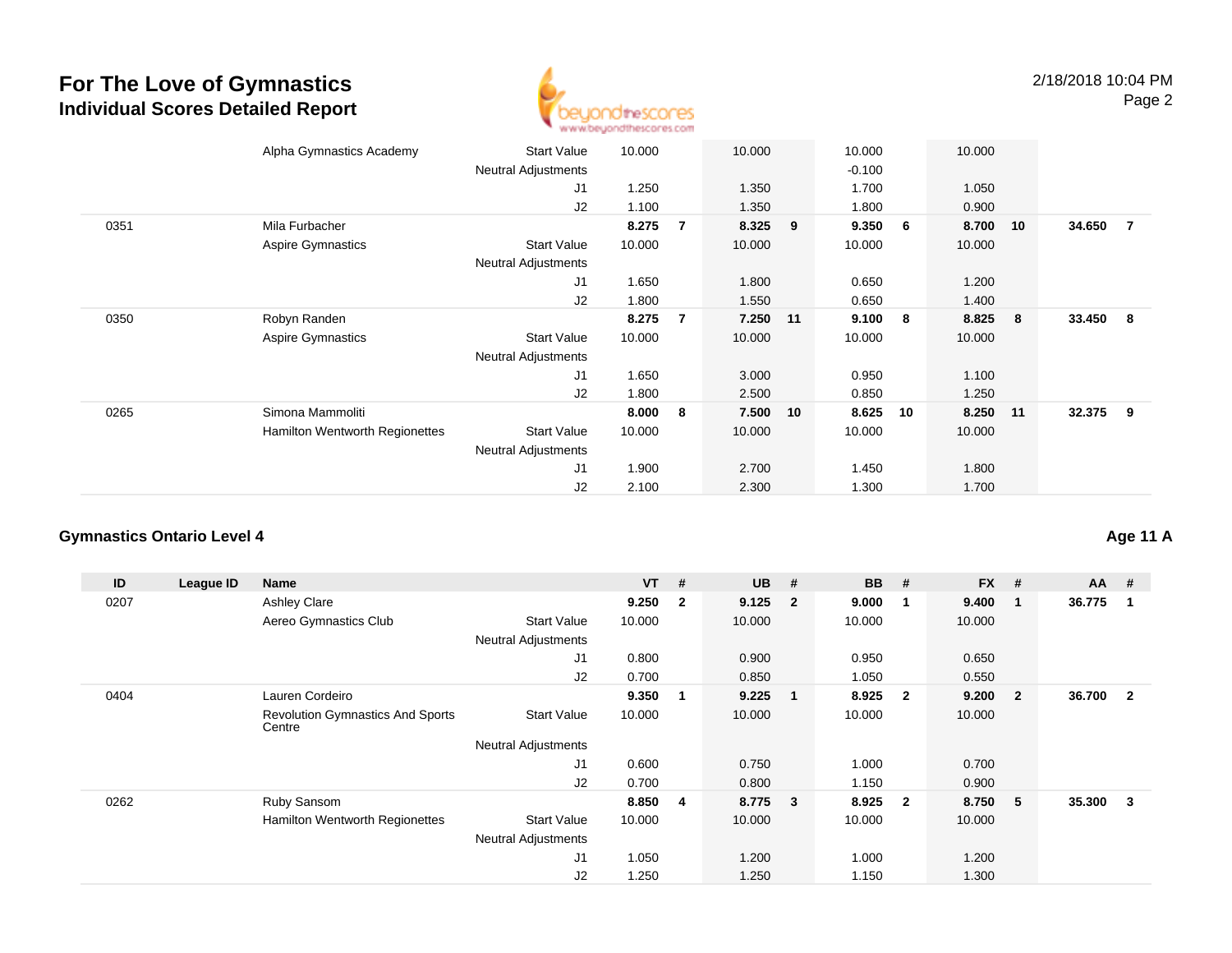# For The Love of Gymnastics
## Individual Scores Detailed Report

| ID | League ID | Name | | VT | # | UB | # | BB | # | FX | # | AA | # |
|---|---|---|---|---|---|---|---|---|---|---|---|---|---|
| | | Alpha Gymnastics Academy | Start Value | 10.000 | | 10.000 | | 10.000 | | 10.000 | | | |
| | | | Neutral Adjustments | | | | | -0.100 | | | | | |
| | | | J1 | 1.250 | | 1.350 | | 1.700 | | 1.050 | | | |
| | | | J2 | 1.100 | | 1.350 | | 1.800 | | 0.900 | | | |
| 0351 | | Mila Furbacher | | **8.275** | **7** | **8.325** | **9** | **9.350** | **6** | **8.700** | **10** | **34.650** | **7** |
| | | Aspire Gymnastics | Start Value | 10.000 | | 10.000 | | 10.000 | | 10.000 | | | |
| | | | Neutral Adjustments | | | | | | | | | | |
| | | | J1 | 1.650 | | 1.800 | | 0.650 | | 1.200 | | | |
| | | | J2 | 1.800 | | 1.550 | | 0.650 | | 1.400 | | | |
| 0350 | | Robyn Randen | | **8.275** | **7** | **7.250** | **11** | **9.100** | **8** | **8.825** | **8** | **33.450** | **8** |
| | | Aspire Gymnastics | Start Value | 10.000 | | 10.000 | | 10.000 | | 10.000 | | | |
| | | | Neutral Adjustments | | | | | | | | | | |
| | | | J1 | 1.650 | | 3.000 | | 0.950 | | 1.100 | | | |
| | | | J2 | 1.800 | | 2.500 | | 0.850 | | 1.250 | | | |
| 0265 | | Simona Mammoliti | | **8.000** | **8** | **7.500** | **10** | **8.625** | **10** | **8.250** | **11** | **32.375** | **9** |
| | | Hamilton Wentworth Regionettes | Start Value | 10.000 | | 10.000 | | 10.000 | | 10.000 | | | |
| | | | Neutral Adjustments | | | | | | | | | | |
| | | | J1 | 1.900 | | 2.700 | | 1.450 | | 1.800 | | | |
| | | | J2 | 2.100 | | 2.300 | | 1.300 | | 1.700 | | | |

### Gymnastics Ontario Level 4

**Age 11 A**

| ID | League ID | Name | | VT | # | UB | # | BB | # | FX | # | AA | # |
|---|---|---|---|---|---|---|---|---|---|---|---|---|---|
| 0207 | | Ashley Clare | | **9.250** | **2** | **9.125** | **2** | **9.000** | **1** | **9.400** | **1** | **36.775** | **1** |
| | | Aereo Gymnastics Club | Start Value | 10.000 | | 10.000 | | 10.000 | | 10.000 | | | |
| | | | Neutral Adjustments | | | | | | | | | | |
| | | | J1 | 0.800 | | 0.900 | | 0.950 | | 0.650 | | | |
| | | | J2 | 0.700 | | 0.850 | | 1.050 | | 0.550 | | | |
| 0404 | | Lauren Cordeiro | | **9.350** | **1** | **9.225** | **1** | **8.925** | **2** | **9.200** | **2** | **36.700** | **2** |
| | | Revolution Gymnastics And Sports Centre | Start Value | 10.000 | | 10.000 | | 10.000 | | 10.000 | | | |
| | | | Neutral Adjustments | | | | | | | | | | |
| | | | J1 | 0.600 | | 0.750 | | 1.000 | | 0.700 | | | |
| | | | J2 | 0.700 | | 0.800 | | 1.150 | | 0.900 | | | |
| 0262 | | Ruby Sansom | | **8.850** | **4** | **8.775** | **3** | **8.925** | **2** | **8.750** | **5** | **35.300** | **3** |
| | | Hamilton Wentworth Regionettes | Start Value | 10.000 | | 10.000 | | 10.000 | | 10.000 | | | |
| | | | Neutral Adjustments | | | | | | | | | | |
| | | | J1 | 1.050 | | 1.200 | | 1.000 | | 1.200 | | | |
| | | | J2 | 1.250 | | 1.250 | | 1.150 | | 1.300 | | | |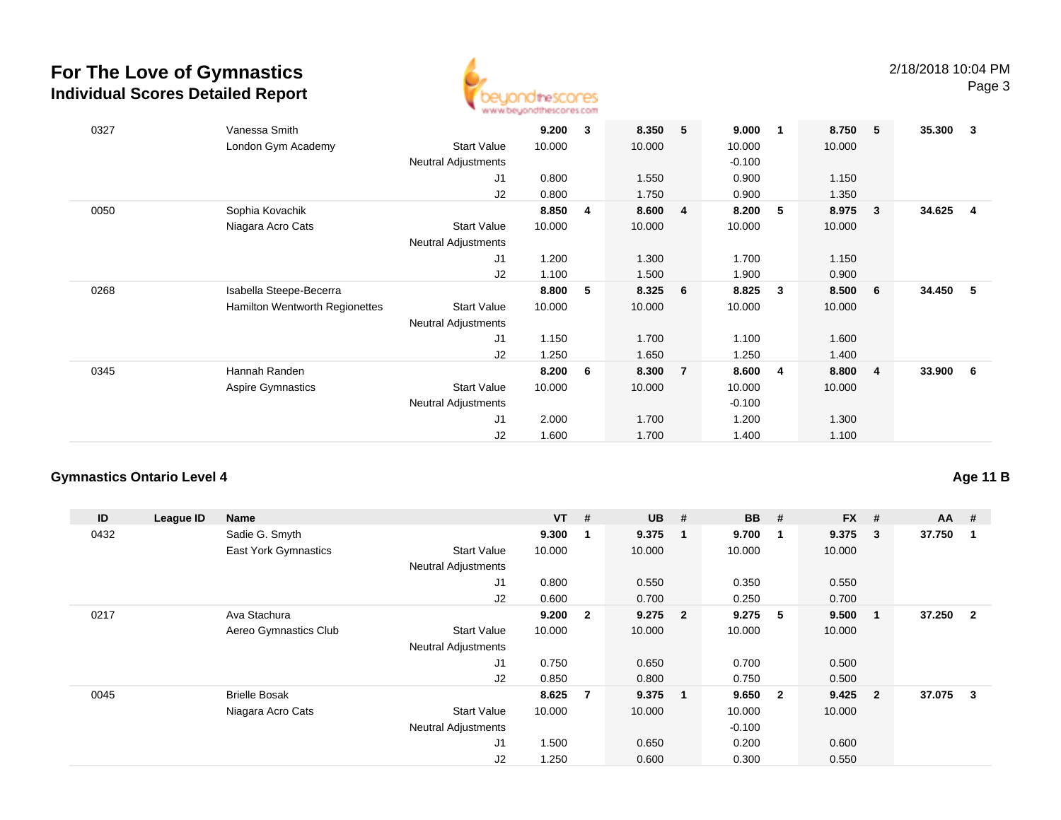# For The Love of Gymnastics
## Individual Scores Detailed Report

| ID | League ID | Name | | VT | # | UB | # | BB | # | FX | # | AA | # |
|---|---|---|---|---|---|---|---|---|---|---|---|---|---|
| 0327 | | Vanessa Smith | | **9.200** | **3** | **8.350** | **5** | **9.000** | **1** | **8.750** | **5** | **35.300** | **3** |
| | | London Gym Academy | Start Value | 10.000 | | 10.000 | | 10.000 | | 10.000 | | | |
| | | | Neutral Adjustments | | | | | -0.100 | | | | | |
| | | | J1 | 0.800 | | 1.550 | | 0.900 | | 1.150 | | | |
| | | | J2 | 0.800 | | 1.750 | | 0.900 | | 1.350 | | | |
| 0050 | | Sophia Kovachik | | **8.850** | **4** | **8.600** | **4** | **8.200** | **5** | **8.975** | **3** | **34.625** | **4** |
| | | Niagara Acro Cats | Start Value | 10.000 | | 10.000 | | 10.000 | | 10.000 | | | |
| | | | Neutral Adjustments | | | | | | | | | | |
| | | | J1 | 1.200 | | 1.300 | | 1.700 | | 1.150 | | | |
| | | | J2 | 1.100 | | 1.500 | | 1.900 | | 0.900 | | | |
| 0268 | | Isabella Steepe-Becerra | | **8.800** | **5** | **8.325** | **6** | **8.825** | **3** | **8.500** | **6** | **34.450** | **5** |
| | | Hamilton Wentworth Regionettes | Start Value | 10.000 | | 10.000 | | 10.000 | | 10.000 | | | |
| | | | Neutral Adjustments | | | | | | | | | | |
| | | | J1 | 1.150 | | 1.700 | | 1.100 | | 1.600 | | | |
| | | | J2 | 1.250 | | 1.650 | | 1.250 | | 1.400 | | | |
| 0345 | | Hannah Randen | | **8.200** | **6** | **8.300** | **7** | **8.600** | **4** | **8.800** | **4** | **33.900** | **6** |
| | | Aspire Gymnastics | Start Value | 10.000 | | 10.000 | | 10.000 | | 10.000 | | | |
| | | | Neutral Adjustments | | | | | -0.100 | | | | | |
| | | | J1 | 2.000 | | 1.700 | | 1.200 | | 1.300 | | | |
| | | | J2 | 1.600 | | 1.700 | | 1.400 | | 1.100 | | | |

### Gymnastics Ontario Level 4

**Age 11 B**

| ID | League ID | Name | | VT | # | UB | # | BB | # | FX | # | AA | # |
|---|---|---|---|---|---|---|---|---|---|---|---|---|---|
| 0432 | | Sadie G. Smyth | | **9.300** | **1** | **9.375** | **1** | **9.700** | **1** | **9.375** | **3** | **37.750** | **1** |
| | | East York Gymnastics | Start Value | 10.000 | | 10.000 | | 10.000 | | 10.000 | | | |
| | | | Neutral Adjustments | | | | | | | | | | |
| | | | J1 | 0.800 | | 0.550 | | 0.350 | | 0.550 | | | |
| | | | J2 | 0.600 | | 0.700 | | 0.250 | | 0.700 | | | |
| 0217 | | Ava Stachura | | **9.200** | **2** | **9.275** | **2** | **9.275** | **5** | **9.500** | **1** | **37.250** | **2** |
| | | Aereo Gymnastics Club | Start Value | 10.000 | | 10.000 | | 10.000 | | 10.000 | | | |
| | | | Neutral Adjustments | | | | | | | | | | |
| | | | J1 | 0.750 | | 0.650 | | 0.700 | | 0.500 | | | |
| | | | J2 | 0.850 | | 0.800 | | 0.750 | | 0.500 | | | |
| 0045 | | Brielle Bosak | | **8.625** | **7** | **9.375** | **1** | **9.650** | **2** | **9.425** | **2** | **37.075** | **3** |
| | | Niagara Acro Cats | Start Value | 10.000 | | 10.000 | | 10.000 | | 10.000 | | | |
| | | | Neutral Adjustments | | | | | -0.100 | | | | | |
| | | | J1 | 1.500 | | 0.650 | | 0.200 | | 0.600 | | | |
| | | | J2 | 1.250 | | 0.600 | | 0.300 | | 0.550 | | | |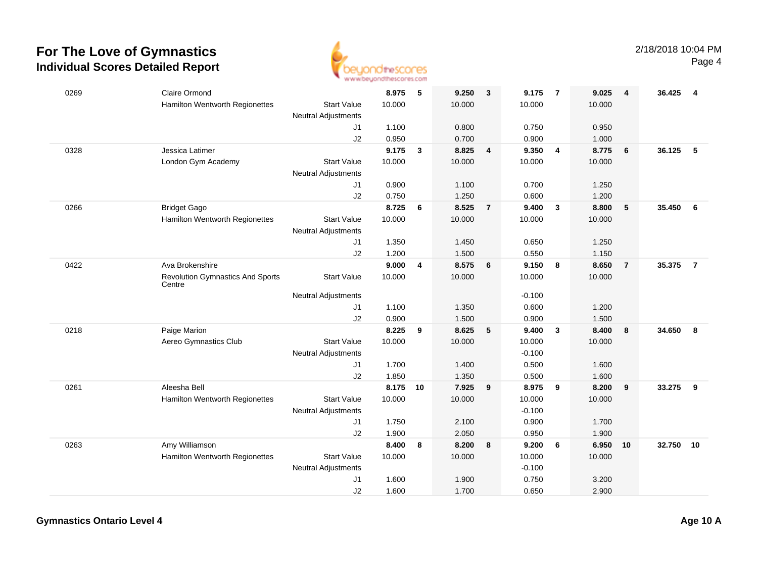# For The Love of Gymnastics
## Individual Scores Detailed Report

2/18/2018 10:04 PM

| ID | Name / Club | | Vault | Rank | Bars | Rank | Beam | Rank | Floor | Rank | AA | Rank |
|---|---|---|---|---|---|---|---|---|---|---|---|---|
| 0269 | Claire Ormond | | **8.975** | **5** | **9.250** | **3** | **9.175** | **7** | **9.025** | **4** | **36.425** | **4** |
| | Hamilton Wentworth Regionettes | Start Value | 10.000 | | 10.000 | | 10.000 | | 10.000 | | | |
| | | Neutral Adjustments | | | | | | | | | | |
| | | J1 | 1.100 | | 0.800 | | 0.750 | | 0.950 | | | |
| | | J2 | 0.950 | | 0.700 | | 0.900 | | 1.000 | | | |
| 0328 | Jessica Latimer | | **9.175** | **3** | **8.825** | **4** | **9.350** | **4** | **8.775** | **6** | **36.125** | **5** |
| | London Gym Academy | Start Value | 10.000 | | 10.000 | | 10.000 | | 10.000 | | | |
| | | Neutral Adjustments | | | | | | | | | | |
| | | J1 | 0.900 | | 1.100 | | 0.700 | | 1.250 | | | |
| | | J2 | 0.750 | | 1.250 | | 0.600 | | 1.200 | | | |
| 0266 | Bridget Gago | | **8.725** | **6** | **8.525** | **7** | **9.400** | **3** | **8.800** | **5** | **35.450** | **6** |
| | Hamilton Wentworth Regionettes | Start Value | 10.000 | | 10.000 | | 10.000 | | 10.000 | | | |
| | | Neutral Adjustments | | | | | | | | | | |
| | | J1 | 1.350 | | 1.450 | | 0.650 | | 1.250 | | | |
| | | J2 | 1.200 | | 1.500 | | 0.550 | | 1.150 | | | |
| 0422 | Ava Brokenshire | | **9.000** | **4** | **8.575** | **6** | **9.150** | **8** | **8.650** | **7** | **35.375** | **7** |
| | Revolution Gymnastics And Sports Centre | Start Value | 10.000 | | 10.000 | | 10.000 | | 10.000 | | | |
| | | Neutral Adjustments | | | | | -0.100 | | | | | |
| | | J1 | 1.100 | | 1.350 | | 0.600 | | 1.200 | | | |
| | | J2 | 0.900 | | 1.500 | | 0.900 | | 1.500 | | | |
| 0218 | Paige Marion | | **8.225** | **9** | **8.625** | **5** | **9.400** | **3** | **8.400** | **8** | **34.650** | **8** |
| | Aereo Gymnastics Club | Start Value | 10.000 | | 10.000 | | 10.000 | | 10.000 | | | |
| | | Neutral Adjustments | | | | | -0.100 | | | | | |
| | | J1 | 1.700 | | 1.400 | | 0.500 | | 1.600 | | | |
| | | J2 | 1.850 | | 1.350 | | 0.500 | | 1.600 | | | |
| 0261 | Aleesha Bell | | **8.175** | **10** | **7.925** | **9** | **8.975** | **9** | **8.200** | **9** | **33.275** | **9** |
| | Hamilton Wentworth Regionettes | Start Value | 10.000 | | 10.000 | | 10.000 | | 10.000 | | | |
| | | Neutral Adjustments | | | | | -0.100 | | | | | |
| | | J1 | 1.750 | | 2.100 | | 0.900 | | 1.700 | | | |
| | | J2 | 1.900 | | 2.050 | | 0.950 | | 1.900 | | | |
| 0263 | Amy Williamson | | **8.400** | **8** | **8.200** | **8** | **9.200** | **6** | **6.950** | **10** | **32.750** | **10** |
| | Hamilton Wentworth Regionettes | Start Value | 10.000 | | 10.000 | | 10.000 | | 10.000 | | | |
| | | Neutral Adjustments | | | | | -0.100 | | | | | |
| | | J1 | 1.600 | | 1.900 | | 0.750 | | 3.200 | | | |
| | | J2 | 1.600 | | 1.700 | | 0.650 | | 2.900 | | | |

**Gymnastics Ontario Level 4** **Age 10 A**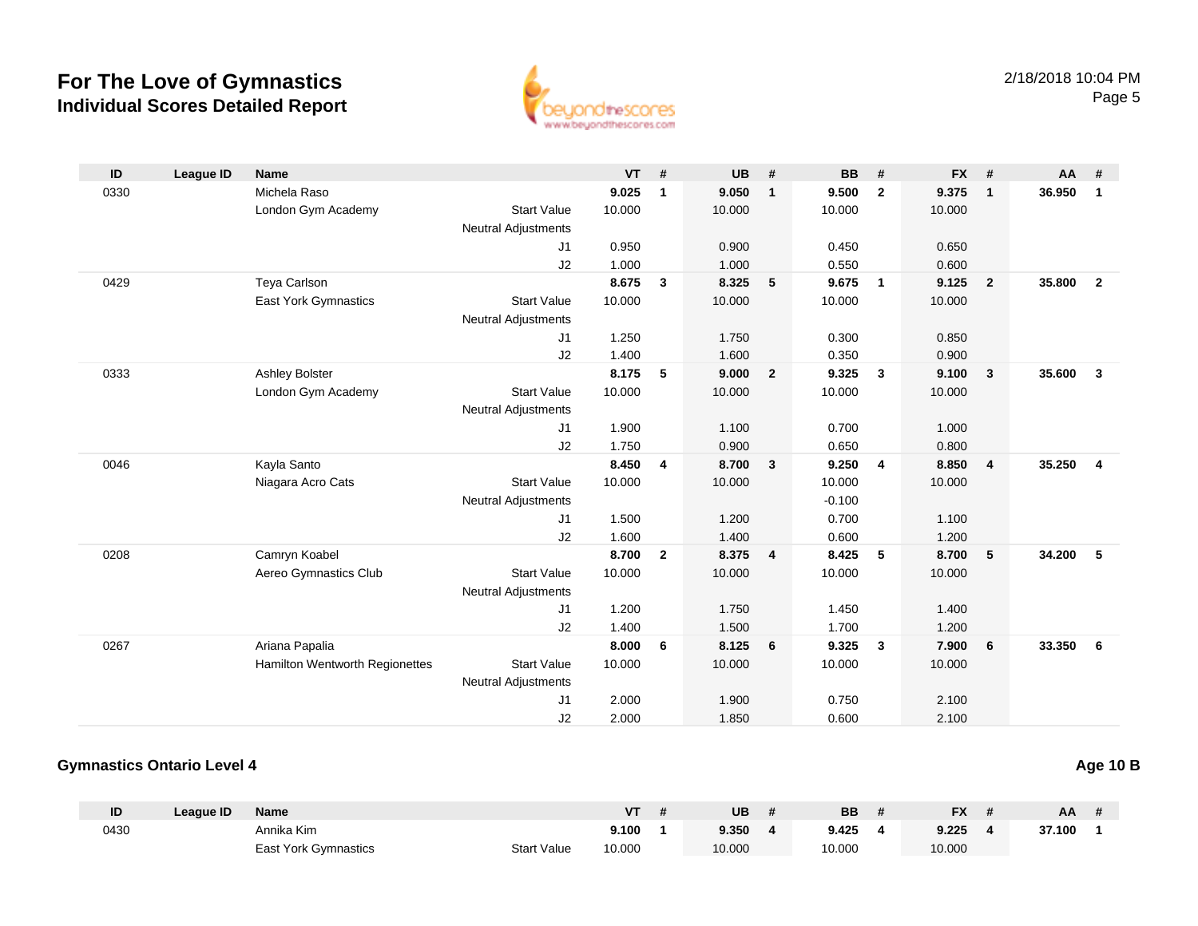# For The Love of Gymnastics
## Individual Scores Detailed Report

2/18/2018 10:04 PM

| ID | League ID | Name | | VT | # | UB | # | BB | # | FX | # | AA | # |
|---|---|---|---|---|---|---|---|---|---|---|---|---|---|
| 0330 | | Michela Raso | | **9.025** | **1** | **9.050** | **1** | **9.500** | **2** | **9.375** | **1** | **36.950** | **1** |
| | | London Gym Academy | Start Value | 10.000 | | 10.000 | | 10.000 | | 10.000 | | | |
| | | | Neutral Adjustments | | | | | | | | | | |
| | | | J1 | 0.950 | | 0.900 | | 0.450 | | 0.650 | | | |
| | | | J2 | 1.000 | | 1.000 | | 0.550 | | 0.600 | | | |
| 0429 | | Teya Carlson | | **8.675** | **3** | **8.325** | **5** | **9.675** | **1** | **9.125** | **2** | **35.800** | **2** |
| | | East York Gymnastics | Start Value | 10.000 | | 10.000 | | 10.000 | | 10.000 | | | |
| | | | Neutral Adjustments | | | | | | | | | | |
| | | | J1 | 1.250 | | 1.750 | | 0.300 | | 0.850 | | | |
| | | | J2 | 1.400 | | 1.600 | | 0.350 | | 0.900 | | | |
| 0333 | | Ashley Bolster | | **8.175** | **5** | **9.000** | **2** | **9.325** | **3** | **9.100** | **3** | **35.600** | **3** |
| | | London Gym Academy | Start Value | 10.000 | | 10.000 | | 10.000 | | 10.000 | | | |
| | | | Neutral Adjustments | | | | | | | | | | |
| | | | J1 | 1.900 | | 1.100 | | 0.700 | | 1.000 | | | |
| | | | J2 | 1.750 | | 0.900 | | 0.650 | | 0.800 | | | |
| 0046 | | Kayla Santo | | **8.450** | **4** | **8.700** | **3** | **9.250** | **4** | **8.850** | **4** | **35.250** | **4** |
| | | Niagara Acro Cats | Start Value | 10.000 | | 10.000 | | 10.000 | | 10.000 | | | |
| | | | Neutral Adjustments | | | | | -0.100 | | | | | |
| | | | J1 | 1.500 | | 1.200 | | 0.700 | | 1.100 | | | |
| | | | J2 | 1.600 | | 1.400 | | 0.600 | | 1.200 | | | |
| 0208 | | Camryn Koabel | | **8.700** | **2** | **8.375** | **4** | **8.425** | **5** | **8.700** | **5** | **34.200** | **5** |
| | | Aereo Gymnastics Club | Start Value | 10.000 | | 10.000 | | 10.000 | | 10.000 | | | |
| | | | Neutral Adjustments | | | | | | | | | | |
| | | | J1 | 1.200 | | 1.750 | | 1.450 | | 1.400 | | | |
| | | | J2 | 1.400 | | 1.500 | | 1.700 | | 1.200 | | | |
| 0267 | | Ariana Papalia | | **8.000** | **6** | **8.125** | **6** | **9.325** | **3** | **7.900** | **6** | **33.350** | **6** |
| | | Hamilton Wentworth Regionettes | Start Value | 10.000 | | 10.000 | | 10.000 | | 10.000 | | | |
| | | | Neutral Adjustments | | | | | | | | | | |
| | | | J1 | 2.000 | | 1.900 | | 0.750 | | 2.100 | | | |
| | | | J2 | 2.000 | | 1.850 | | 0.600 | | 2.100 | | | |

### Gymnastics Ontario Level 4

**Age 10 B**

| ID | League ID | Name | | VT | # | UB | # | BB | # | FX | # | AA | # |
|---|---|---|---|---|---|---|---|---|---|---|---|---|---|
| 0430 | | Annika Kim | | **9.100** | **1** | **9.350** | **4** | **9.425** | **4** | **9.225** | **4** | **37.100** | **1** |
| | | East York Gymnastics | Start Value | 10.000 | | 10.000 | | 10.000 | | 10.000 | | | |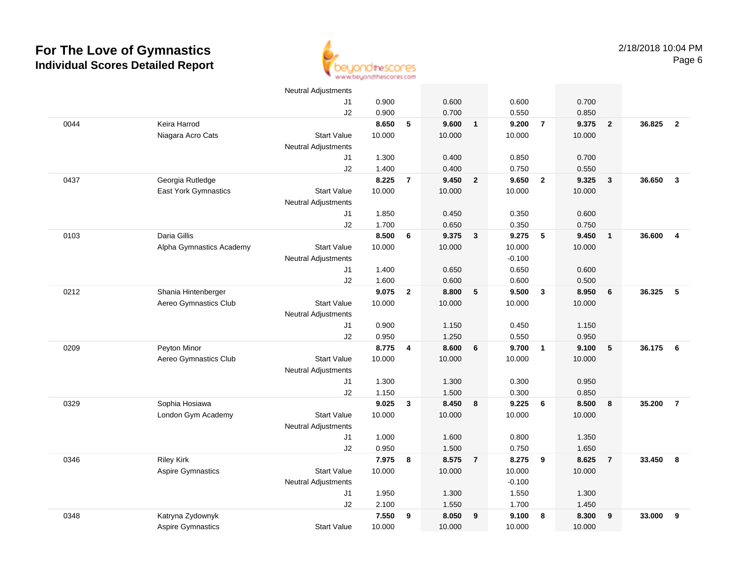# For The Love of Gymnastics
## Individual Scores Detailed Report

2/18/2018 10:04 PM

| # | Name / Club | | Vault | Rank | Bars | Rank | Beam | Rank | Floor | Rank | AA | Rank |
|---|---|---|---|---|---|---|---|---|---|---|---|---|
| | | Neutral Adjustments | | | | | | | | | | |
| | | J1 | 0.900 | | 0.600 | | 0.600 | | 0.700 | | | |
| | | J2 | 0.900 | | 0.700 | | 0.550 | | 0.850 | | | |
| 0044 | Keira Harrod | | 8.650 | 5 | 9.600 | 1 | 9.200 | 7 | 9.375 | 2 | 36.825 | 2 |
| | Niagara Acro Cats | Start Value | 10.000 | | 10.000 | | 10.000 | | 10.000 | | | |
| | | Neutral Adjustments | | | | | | | | | | |
| | | J1 | 1.300 | | 0.400 | | 0.850 | | 0.700 | | | |
| | | J2 | 1.400 | | 0.400 | | 0.750 | | 0.550 | | | |
| 0437 | Georgia Rutledge | | 8.225 | 7 | 9.450 | 2 | 9.650 | 2 | 9.325 | 3 | 36.650 | 3 |
| | East York Gymnastics | Start Value | 10.000 | | 10.000 | | 10.000 | | 10.000 | | | |
| | | Neutral Adjustments | | | | | | | | | | |
| | | J1 | 1.850 | | 0.450 | | 0.350 | | 0.600 | | | |
| | | J2 | 1.700 | | 0.650 | | 0.350 | | 0.750 | | | |
| 0103 | Daria Gillis | | 8.500 | 6 | 9.375 | 3 | 9.275 | 5 | 9.450 | 1 | 36.600 | 4 |
| | Alpha Gymnastics Academy | Start Value | 10.000 | | 10.000 | | 10.000 | | 10.000 | | | |
| | | Neutral Adjustments | | | | | -0.100 | | | | | |
| | | J1 | 1.400 | | 0.650 | | 0.650 | | 0.600 | | | |
| | | J2 | 1.600 | | 0.600 | | 0.600 | | 0.500 | | | |
| 0212 | Shania Hintenberger | | 9.075 | 2 | 8.800 | 5 | 9.500 | 3 | 8.950 | 6 | 36.325 | 5 |
| | Aereo Gymnastics Club | Start Value | 10.000 | | 10.000 | | 10.000 | | 10.000 | | | |
| | | Neutral Adjustments | | | | | | | | | | |
| | | J1 | 0.900 | | 1.150 | | 0.450 | | 1.150 | | | |
| | | J2 | 0.950 | | 1.250 | | 0.550 | | 0.950 | | | |
| 0209 | Peyton Minor | | 8.775 | 4 | 8.600 | 6 | 9.700 | 1 | 9.100 | 5 | 36.175 | 6 |
| | Aereo Gymnastics Club | Start Value | 10.000 | | 10.000 | | 10.000 | | 10.000 | | | |
| | | Neutral Adjustments | | | | | | | | | | |
| | | J1 | 1.300 | | 1.300 | | 0.300 | | 0.950 | | | |
| | | J2 | 1.150 | | 1.500 | | 0.300 | | 0.850 | | | |
| 0329 | Sophia Hosiawa | | 9.025 | 3 | 8.450 | 8 | 9.225 | 6 | 8.500 | 8 | 35.200 | 7 |
| | London Gym Academy | Start Value | 10.000 | | 10.000 | | 10.000 | | 10.000 | | | |
| | | Neutral Adjustments | | | | | | | | | | |
| | | J1 | 1.000 | | 1.600 | | 0.800 | | 1.350 | | | |
| | | J2 | 0.950 | | 1.500 | | 0.750 | | 1.650 | | | |
| 0346 | Riley Kirk | | 7.975 | 8 | 8.575 | 7 | 8.275 | 9 | 8.625 | 7 | 33.450 | 8 |
| | Aspire Gymnastics | Start Value | 10.000 | | 10.000 | | 10.000 | | 10.000 | | | |
| | | Neutral Adjustments | | | | | -0.100 | | | | | |
| | | J1 | 1.950 | | 1.300 | | 1.550 | | 1.300 | | | |
| | | J2 | 2.100 | | 1.550 | | 1.700 | | 1.450 | | | |
| 0348 | Katryna Zydownyk | | 7.550 | 9 | 8.050 | 9 | 9.100 | 8 | 8.300 | 9 | 33.000 | 9 |
| | Aspire Gymnastics | Start Value | 10.000 | | 10.000 | | 10.000 | | 10.000 | | | |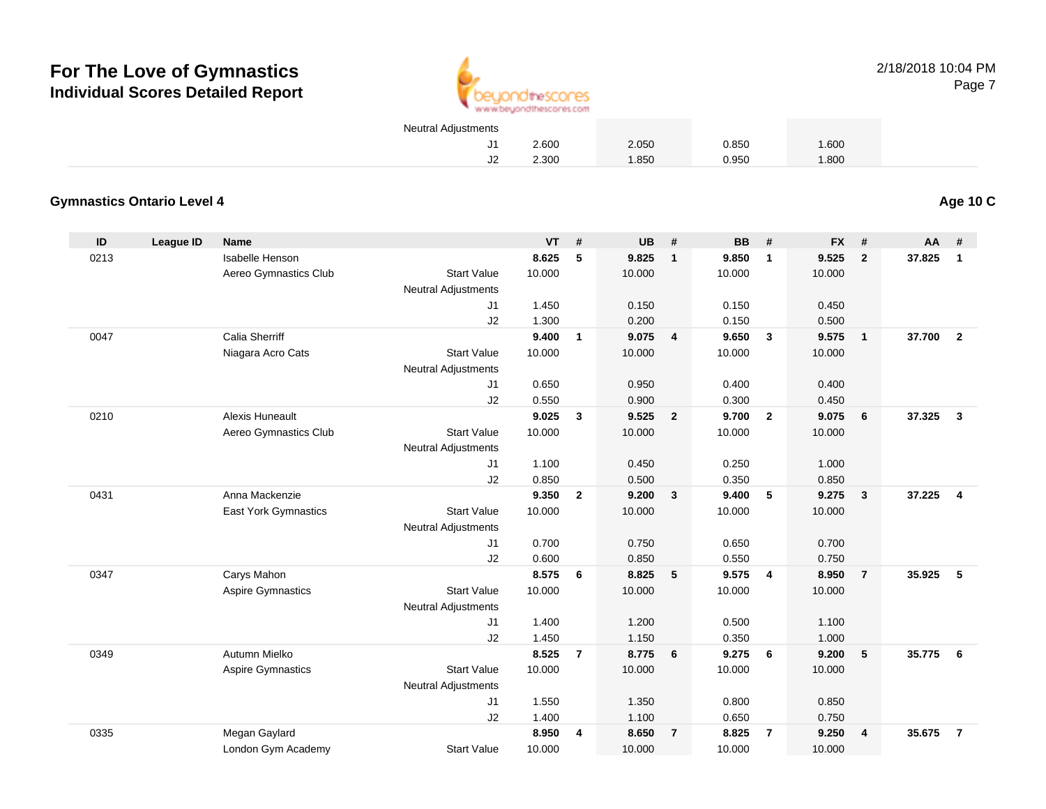| | | | Neutral Adjustments | | | | | | | | | | |
|---|---|---|---|---|---|---|---|---|---|---|---|---|---|
| | | | J1 | 2.600 | | 2.050 | | 0.850 | | 1.600 | | | |
| | | | J2 | 2.300 | | 1.850 | | 0.950 | | 1.800 | | | |

## Gymnastics Ontario Level 4

**Age 10 C**

| ID | League ID | Name | | VT | # | UB | # | BB | # | FX | # | AA | # |
|---|---|---|---|---|---|---|---|---|---|---|---|---|---|
| 0213 | | Isabelle Henson | | **8.625** | **5** | **9.825** | **1** | **9.850** | **1** | **9.525** | **2** | **37.825** | **1** |
| | | Aereo Gymnastics Club | Start Value | 10.000 | | 10.000 | | 10.000 | | 10.000 | | | |
| | | | Neutral Adjustments | | | | | | | | | | |
| | | | J1 | 1.450 | | 0.150 | | 0.150 | | 0.450 | | | |
| | | | J2 | 1.300 | | 0.200 | | 0.150 | | 0.500 | | | |
| 0047 | | Calia Sherriff | | **9.400** | **1** | **9.075** | **4** | **9.650** | **3** | **9.575** | **1** | **37.700** | **2** |
| | | Niagara Acro Cats | Start Value | 10.000 | | 10.000 | | 10.000 | | 10.000 | | | |
| | | | Neutral Adjustments | | | | | | | | | | |
| | | | J1 | 0.650 | | 0.950 | | 0.400 | | 0.400 | | | |
| | | | J2 | 0.550 | | 0.900 | | 0.300 | | 0.450 | | | |
| 0210 | | Alexis Huneault | | **9.025** | **3** | **9.525** | **2** | **9.700** | **2** | **9.075** | **6** | **37.325** | **3** |
| | | Aereo Gymnastics Club | Start Value | 10.000 | | 10.000 | | 10.000 | | 10.000 | | | |
| | | | Neutral Adjustments | | | | | | | | | | |
| | | | J1 | 1.100 | | 0.450 | | 0.250 | | 1.000 | | | |
| | | | J2 | 0.850 | | 0.500 | | 0.350 | | 0.850 | | | |
| 0431 | | Anna Mackenzie | | **9.350** | **2** | **9.200** | **3** | **9.400** | **5** | **9.275** | **3** | **37.225** | **4** |
| | | East York Gymnastics | Start Value | 10.000 | | 10.000 | | 10.000 | | 10.000 | | | |
| | | | Neutral Adjustments | | | | | | | | | | |
| | | | J1 | 0.700 | | 0.750 | | 0.650 | | 0.700 | | | |
| | | | J2 | 0.600 | | 0.850 | | 0.550 | | 0.750 | | | |
| 0347 | | Carys Mahon | | **8.575** | **6** | **8.825** | **5** | **9.575** | **4** | **8.950** | **7** | **35.925** | **5** |
| | | Aspire Gymnastics | Start Value | 10.000 | | 10.000 | | 10.000 | | 10.000 | | | |
| | | | Neutral Adjustments | | | | | | | | | | |
| | | | J1 | 1.400 | | 1.200 | | 0.500 | | 1.100 | | | |
| | | | J2 | 1.450 | | 1.150 | | 0.350 | | 1.000 | | | |
| 0349 | | Autumn Mielko | | **8.525** | **7** | **8.775** | **6** | **9.275** | **6** | **9.200** | **5** | **35.775** | **6** |
| | | Aspire Gymnastics | Start Value | 10.000 | | 10.000 | | 10.000 | | 10.000 | | | |
| | | | Neutral Adjustments | | | | | | | | | | |
| | | | J1 | 1.550 | | 1.350 | | 0.800 | | 0.850 | | | |
| | | | J2 | 1.400 | | 1.100 | | 0.650 | | 0.750 | | | |
| 0335 | | Megan Gaylard | | **8.950** | **4** | **8.650** | **7** | **8.825** | **7** | **9.250** | **4** | **35.675** | **7** |
| | | London Gym Academy | Start Value | 10.000 | | 10.000 | | 10.000 | | 10.000 | | | |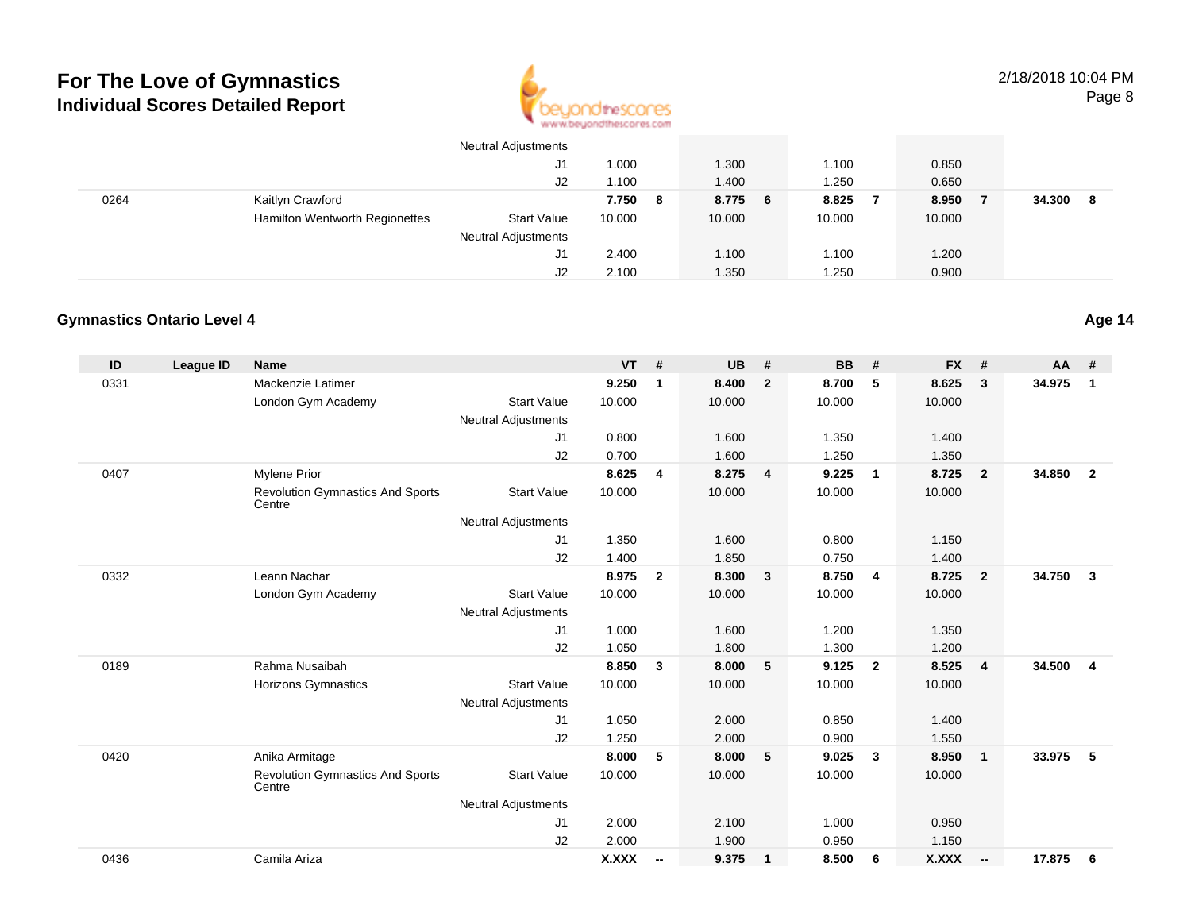| | | | | | | | | | | | | | |
|---|---|---|---|---|---|---|---|---|---|---|---|---|---|
| | | | Neutral Adjustments | | | | | | | | | | |
| | | | J1 | 1.000 | | 1.300 | | 1.100 | | 0.850 | | | |
| | | | J2 | 1.100 | | 1.400 | | 1.250 | | 0.650 | | | |
| 0264 | | Kaitlyn Crawford | | **7.750** | **8** | **8.775** | **6** | **8.825** | **7** | **8.950** | **7** | **34.300** | **8** |
| | | Hamilton Wentworth Regionettes | Start Value | 10.000 | | 10.000 | | 10.000 | | 10.000 | | | |
| | | | Neutral Adjustments | | | | | | | | | | |
| | | | J1 | 2.400 | | 1.100 | | 1.100 | | 1.200 | | | |
| | | | J2 | 2.100 | | 1.350 | | 1.250 | | 0.900 | | | |

### Gymnastics Ontario Level 4

**Age 14**

| ID | League ID | Name | | VT | # | UB | # | BB | # | FX | # | AA | # |
|---|---|---|---|---|---|---|---|---|---|---|---|---|---|
| 0331 | | Mackenzie Latimer | | **9.250** | **1** | **8.400** | **2** | **8.700** | **5** | **8.625** | **3** | **34.975** | **1** |
| | | London Gym Academy | Start Value | 10.000 | | 10.000 | | 10.000 | | 10.000 | | | |
| | | | Neutral Adjustments | | | | | | | | | | |
| | | | J1 | 0.800 | | 1.600 | | 1.350 | | 1.400 | | | |
| | | | J2 | 0.700 | | 1.600 | | 1.250 | | 1.350 | | | |
| 0407 | | Mylene Prior | | **8.625** | **4** | **8.275** | **4** | **9.225** | **1** | **8.725** | **2** | **34.850** | **2** |
| | | Revolution Gymnastics And Sports Centre | Start Value | 10.000 | | 10.000 | | 10.000 | | 10.000 | | | |
| | | | Neutral Adjustments | | | | | | | | | | |
| | | | J1 | 1.350 | | 1.600 | | 0.800 | | 1.150 | | | |
| | | | J2 | 1.400 | | 1.850 | | 0.750 | | 1.400 | | | |
| 0332 | | Leann Nachar | | **8.975** | **2** | **8.300** | **3** | **8.750** | **4** | **8.725** | **2** | **34.750** | **3** |
| | | London Gym Academy | Start Value | 10.000 | | 10.000 | | 10.000 | | 10.000 | | | |
| | | | Neutral Adjustments | | | | | | | | | | |
| | | | J1 | 1.000 | | 1.600 | | 1.200 | | 1.350 | | | |
| | | | J2 | 1.050 | | 1.800 | | 1.300 | | 1.200 | | | |
| 0189 | | Rahma Nusaibah | | **8.850** | **3** | **8.000** | **5** | **9.125** | **2** | **8.525** | **4** | **34.500** | **4** |
| | | Horizons Gymnastics | Start Value | 10.000 | | 10.000 | | 10.000 | | 10.000 | | | |
| | | | Neutral Adjustments | | | | | | | | | | |
| | | | J1 | 1.050 | | 2.000 | | 0.850 | | 1.400 | | | |
| | | | J2 | 1.250 | | 2.000 | | 0.900 | | 1.550 | | | |
| 0420 | | Anika Armitage | | **8.000** | **5** | **8.000** | **5** | **9.025** | **3** | **8.950** | **1** | **33.975** | **5** |
| | | Revolution Gymnastics And Sports Centre | Start Value | 10.000 | | 10.000 | | 10.000 | | 10.000 | | | |
| | | | Neutral Adjustments | | | | | | | | | | |
| | | | J1 | 2.000 | | 2.100 | | 1.000 | | 0.950 | | | |
| | | | J2 | 2.000 | | 1.900 | | 0.950 | | 1.150 | | | |
| 0436 | | Camila Ariza | | **X.XXX** | **--** | **9.375** | **1** | **8.500** | **6** | **X.XXX** | **--** | **17.875** | **6** |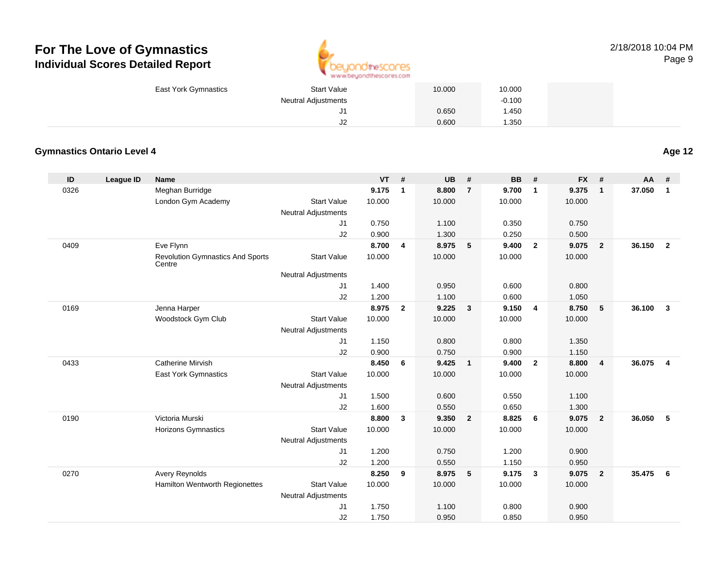# For The Love of Gymnastics
## Individual Scores Detailed Report

2/18/2018 10:04 PM

| | | | VT | # | UB | # | BB | # | FX | # | AA | # |
|---|---|---|---|---|---|---|---|---|---|---|---|---|
| | East York Gymnastics | Start Value | | | 10.000 | | 10.000 | | | | | |
| | | Neutral Adjustments | | | | | -0.100 | | | | | |
| | | J1 | | | 0.650 | | 1.450 | | | | | |
| | | J2 | | | 0.600 | | 1.350 | | | | | |

### Gymnastics Ontario Level 4

**Age 12**

| ID | League ID | Name | | VT | # | UB | # | BB | # | FX | # | AA | # |
|---|---|---|---|---|---|---|---|---|---|---|---|---|---|
| 0326 | | Meghan Burridge | | **9.175** | **1** | **8.800** | **7** | **9.700** | **1** | **9.375** | **1** | **37.050** | **1** |
| | | London Gym Academy | Start Value | 10.000 | | 10.000 | | 10.000 | | 10.000 | | | |
| | | | Neutral Adjustments | | | | | | | | | | |
| | | | J1 | 0.750 | | 1.100 | | 0.350 | | 0.750 | | | |
| | | | J2 | 0.900 | | 1.300 | | 0.250 | | 0.500 | | | |
| 0409 | | Eve Flynn | | **8.700** | **4** | **8.975** | **5** | **9.400** | **2** | **9.075** | **2** | **36.150** | **2** |
| | | Revolution Gymnastics And Sports Centre | Start Value | 10.000 | | 10.000 | | 10.000 | | 10.000 | | | |
| | | | Neutral Adjustments | | | | | | | | | | |
| | | | J1 | 1.400 | | 0.950 | | 0.600 | | 0.800 | | | |
| | | | J2 | 1.200 | | 1.100 | | 0.600 | | 1.050 | | | |
| 0169 | | Jenna Harper | | **8.975** | **2** | **9.225** | **3** | **9.150** | **4** | **8.750** | **5** | **36.100** | **3** |
| | | Woodstock Gym Club | Start Value | 10.000 | | 10.000 | | 10.000 | | 10.000 | | | |
| | | | Neutral Adjustments | | | | | | | | | | |
| | | | J1 | 1.150 | | 0.800 | | 0.800 | | 1.350 | | | |
| | | | J2 | 0.900 | | 0.750 | | 0.900 | | 1.150 | | | |
| 0433 | | Catherine Mirvish | | **8.450** | **6** | **9.425** | **1** | **9.400** | **2** | **8.800** | **4** | **36.075** | **4** |
| | | East York Gymnastics | Start Value | 10.000 | | 10.000 | | 10.000 | | 10.000 | | | |
| | | | Neutral Adjustments | | | | | | | | | | |
| | | | J1 | 1.500 | | 0.600 | | 0.550 | | 1.100 | | | |
| | | | J2 | 1.600 | | 0.550 | | 0.650 | | 1.300 | | | |
| 0190 | | Victoria Murski | | **8.800** | **3** | **9.350** | **2** | **8.825** | **6** | **9.075** | **2** | **36.050** | **5** |
| | | Horizons Gymnastics | Start Value | 10.000 | | 10.000 | | 10.000 | | 10.000 | | | |
| | | | Neutral Adjustments | | | | | | | | | | |
| | | | J1 | 1.200 | | 0.750 | | 1.200 | | 0.900 | | | |
| | | | J2 | 1.200 | | 0.550 | | 1.150 | | 0.950 | | | |
| 0270 | | Avery Reynolds | | **8.250** | **9** | **8.975** | **5** | **9.175** | **3** | **9.075** | **2** | **35.475** | **6** |
| | | Hamilton Wentworth Regionettes | Start Value | 10.000 | | 10.000 | | 10.000 | | 10.000 | | | |
| | | | Neutral Adjustments | | | | | | | | | | |
| | | | J1 | 1.750 | | 1.100 | | 0.800 | | 0.900 | | | |
| | | | J2 | 1.750 | | 0.950 | | 0.850 | | 0.950 | | | |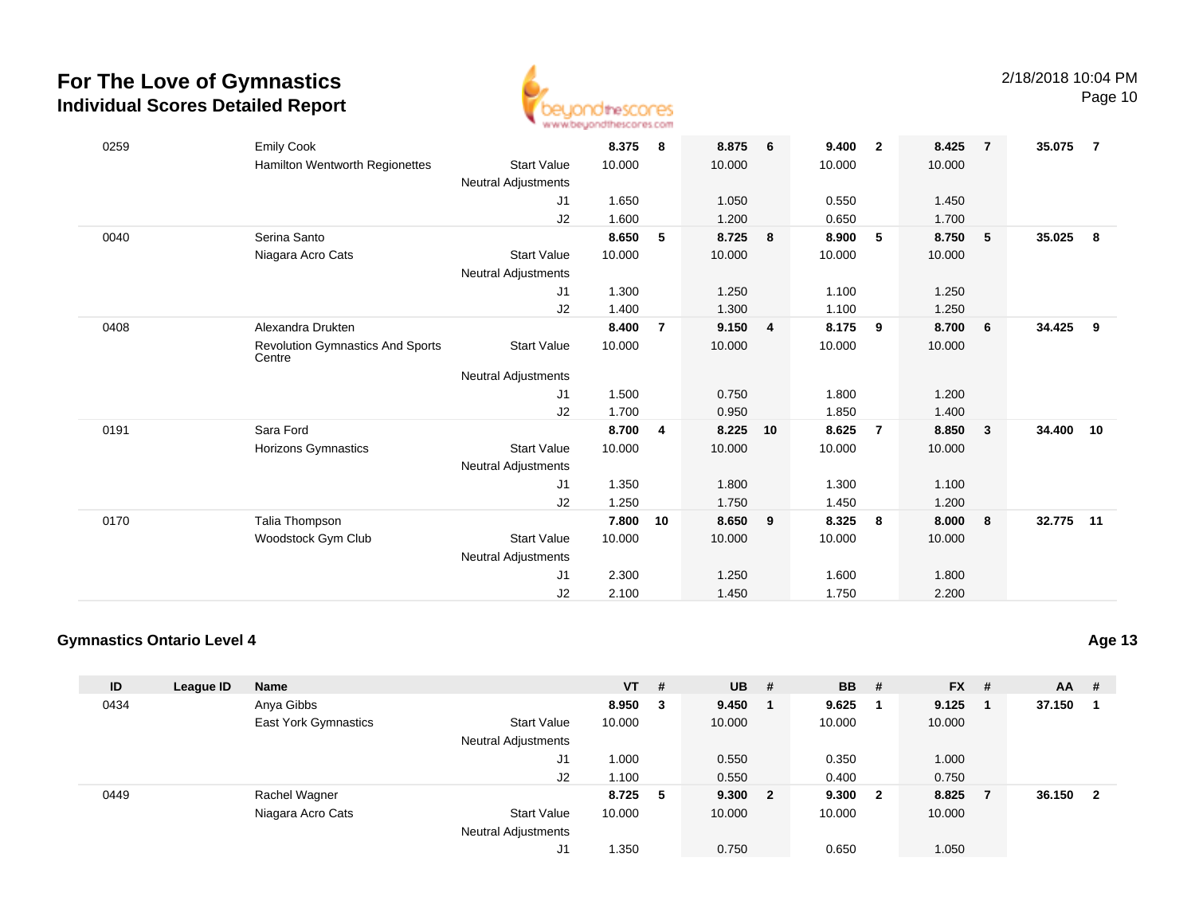# For The Love of Gymnastics
## Individual Scores Detailed Report

| ID | League ID | Name | | VT | # | UB | # | BB | # | FX | # | AA | # |
|---|---|---|---|---|---|---|---|---|---|---|---|---|---|
| 0259 | | Emily Cook | | **8.375** | **8** | **8.875** | **6** | **9.400** | **2** | **8.425** | **7** | **35.075** | **7** |
| | | Hamilton Wentworth Regionettes | Start Value | 10.000 | | 10.000 | | 10.000 | | 10.000 | | | |
| | | | Neutral Adjustments | | | | | | | | | | |
| | | | J1 | 1.650 | | 1.050 | | 0.550 | | 1.450 | | | |
| | | | J2 | 1.600 | | 1.200 | | 0.650 | | 1.700 | | | |
| 0040 | | Serina Santo | | **8.650** | **5** | **8.725** | **8** | **8.900** | **5** | **8.750** | **5** | **35.025** | **8** |
| | | Niagara Acro Cats | Start Value | 10.000 | | 10.000 | | 10.000 | | 10.000 | | | |
| | | | Neutral Adjustments | | | | | | | | | | |
| | | | J1 | 1.300 | | 1.250 | | 1.100 | | 1.250 | | | |
| | | | J2 | 1.400 | | 1.300 | | 1.100 | | 1.250 | | | |
| 0408 | | Alexandra Drukten | | **8.400** | **7** | **9.150** | **4** | **8.175** | **9** | **8.700** | **6** | **34.425** | **9** |
| | | Revolution Gymnastics And Sports Centre | Start Value | 10.000 | | 10.000 | | 10.000 | | 10.000 | | | |
| | | | Neutral Adjustments | | | | | | | | | | |
| | | | J1 | 1.500 | | 0.750 | | 1.800 | | 1.200 | | | |
| | | | J2 | 1.700 | | 0.950 | | 1.850 | | 1.400 | | | |
| 0191 | | Sara Ford | | **8.700** | **4** | **8.225** | **10** | **8.625** | **7** | **8.850** | **3** | **34.400** | **10** |
| | | Horizons Gymnastics | Start Value | 10.000 | | 10.000 | | 10.000 | | 10.000 | | | |
| | | | Neutral Adjustments | | | | | | | | | | |
| | | | J1 | 1.350 | | 1.800 | | 1.300 | | 1.100 | | | |
| | | | J2 | 1.250 | | 1.750 | | 1.450 | | 1.200 | | | |
| 0170 | | Talia Thompson | | **7.800** | **10** | **8.650** | **9** | **8.325** | **8** | **8.000** | **8** | **32.775** | **11** |
| | | Woodstock Gym Club | Start Value | 10.000 | | 10.000 | | 10.000 | | 10.000 | | | |
| | | | Neutral Adjustments | | | | | | | | | | |
| | | | J1 | 2.300 | | 1.250 | | 1.600 | | 1.800 | | | |
| | | | J2 | 2.100 | | 1.450 | | 1.750 | | 2.200 | | | |

### Gymnastics Ontario Level 4

**Age 13**

| ID | League ID | Name | | VT | # | UB | # | BB | # | FX | # | AA | # |
|---|---|---|---|---|---|---|---|---|---|---|---|---|---|
| 0434 | | Anya Gibbs | | **8.950** | **3** | **9.450** | **1** | **9.625** | **1** | **9.125** | **1** | **37.150** | **1** |
| | | East York Gymnastics | Start Value | 10.000 | | 10.000 | | 10.000 | | 10.000 | | | |
| | | | Neutral Adjustments | | | | | | | | | | |
| | | | J1 | 1.000 | | 0.550 | | 0.350 | | 1.000 | | | |
| | | | J2 | 1.100 | | 0.550 | | 0.400 | | 0.750 | | | |
| 0449 | | Rachel Wagner | | **8.725** | **5** | **9.300** | **2** | **9.300** | **2** | **8.825** | **7** | **36.150** | **2** |
| | | Niagara Acro Cats | Start Value | 10.000 | | 10.000 | | 10.000 | | 10.000 | | | |
| | | | Neutral Adjustments | | | | | | | | | | |
| | | | J1 | 1.350 | | 0.750 | | 0.650 | | 1.050 | | | |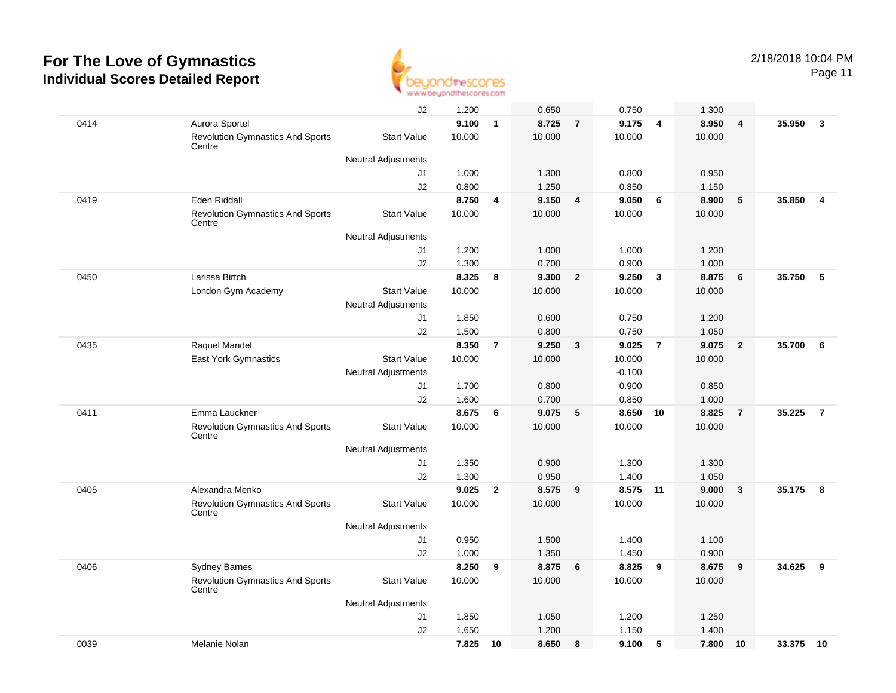# For The Love of Gymnastics
## Individual Scores Detailed Report

2/18/2018 10:04 PM

| | | | | | | | | | | | | |
|---|---|---|---|---|---|---|---|---|---|---|---|---|
| | | J2 | 1.200 | | 0.650 | | 0.750 | | 1.300 | | | |
| 0414 | Aurora Sportel | | **9.100** | **1** | **8.725** | **7** | **9.175** | **4** | **8.950** | **4** | **35.950** | **3** |
| | Revolution Gymnastics And Sports Centre | Start Value | 10.000 | | 10.000 | | 10.000 | | 10.000 | | | |
| | | Neutral Adjustments | | | | | | | | | | |
| | | J1 | 1.000 | | 1.300 | | 0.800 | | 0.950 | | | |
| | | J2 | 0.800 | | 1.250 | | 0.850 | | 1.150 | | | |
| 0419 | Eden Riddall | | **8.750** | **4** | **9.150** | **4** | **9.050** | **6** | **8.900** | **5** | **35.850** | **4** |
| | Revolution Gymnastics And Sports Centre | Start Value | 10.000 | | 10.000 | | 10.000 | | 10.000 | | | |
| | | Neutral Adjustments | | | | | | | | | | |
| | | J1 | 1.200 | | 1.000 | | 1.000 | | 1.200 | | | |
| | | J2 | 1.300 | | 0.700 | | 0.900 | | 1.000 | | | |
| 0450 | Larissa Birtch | | **8.325** | **8** | **9.300** | **2** | **9.250** | **3** | **8.875** | **6** | **35.750** | **5** |
| | London Gym Academy | Start Value | 10.000 | | 10.000 | | 10.000 | | 10.000 | | | |
| | | Neutral Adjustments | | | | | | | | | | |
| | | J1 | 1.850 | | 0.600 | | 0.750 | | 1.200 | | | |
| | | J2 | 1.500 | | 0.800 | | 0.750 | | 1.050 | | | |
| 0435 | Raquel Mandel | | **8.350** | **7** | **9.250** | **3** | **9.025** | **7** | **9.075** | **2** | **35.700** | **6** |
| | East York Gymnastics | Start Value | 10.000 | | 10.000 | | 10.000 | | 10.000 | | | |
| | | Neutral Adjustments | | | | | -0.100 | | | | | |
| | | J1 | 1.700 | | 0.800 | | 0.900 | | 0.850 | | | |
| | | J2 | 1.600 | | 0.700 | | 0.850 | | 1.000 | | | |
| 0411 | Emma Lauckner | | **8.675** | **6** | **9.075** | **5** | **8.650** | **10** | **8.825** | **7** | **35.225** | **7** |
| | Revolution Gymnastics And Sports Centre | Start Value | 10.000 | | 10.000 | | 10.000 | | 10.000 | | | |
| | | Neutral Adjustments | | | | | | | | | | |
| | | J1 | 1.350 | | 0.900 | | 1.300 | | 1.300 | | | |
| | | J2 | 1.300 | | 0.950 | | 1.400 | | 1.050 | | | |
| 0405 | Alexandra Menko | | **9.025** | **2** | **8.575** | **9** | **8.575** | **11** | **9.000** | **3** | **35.175** | **8** |
| | Revolution Gymnastics And Sports Centre | Start Value | 10.000 | | 10.000 | | 10.000 | | 10.000 | | | |
| | | Neutral Adjustments | | | | | | | | | | |
| | | J1 | 0.950 | | 1.500 | | 1.400 | | 1.100 | | | |
| | | J2 | 1.000 | | 1.350 | | 1.450 | | 0.900 | | | |
| 0406 | Sydney Barnes | | **8.250** | **9** | **8.875** | **6** | **8.825** | **9** | **8.675** | **9** | **34.625** | **9** |
| | Revolution Gymnastics And Sports Centre | Start Value | 10.000 | | 10.000 | | 10.000 | | 10.000 | | | |
| | | Neutral Adjustments | | | | | | | | | | |
| | | J1 | 1.850 | | 1.050 | | 1.200 | | 1.250 | | | |
| | | J2 | 1.650 | | 1.200 | | 1.150 | | 1.400 | | | |
| 0039 | Melanie Nolan | | **7.825** | **10** | **8.650** | **8** | **9.100** | **5** | **7.800** | **10** | **33.375** | **10** |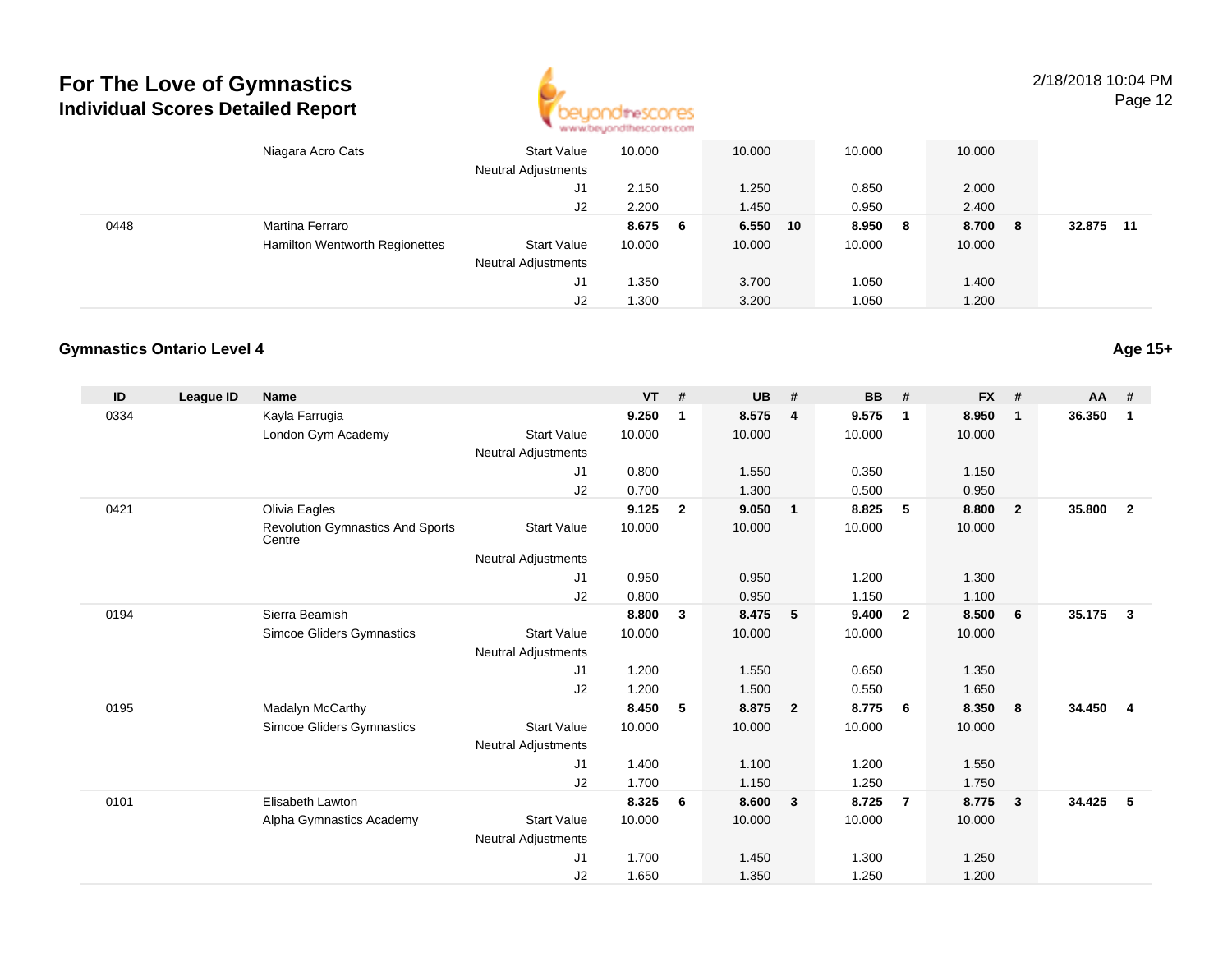| ID | League ID | Name | | VT | # | UB | # | BB | # | FX | # | AA | # |
|---|---|---|---|---|---|---|---|---|---|---|---|---|---|
| | | Niagara Acro Cats | Start Value | 10.000 | | 10.000 | | 10.000 | | 10.000 | | | |
| | | | Neutral Adjustments | | | | | | | | | | |
| | | | J1 | 2.150 | | 1.250 | | 0.850 | | 2.000 | | | |
| | | | J2 | 2.200 | | 1.450 | | 0.950 | | 2.400 | | | |
| 0448 | | Martina Ferraro | | **8.675** | **6** | **6.550** | **10** | **8.950** | **8** | **8.700** | **8** | **32.875** | **11** |
| | | Hamilton Wentworth Regionettes | Start Value | 10.000 | | 10.000 | | 10.000 | | 10.000 | | | |
| | | | Neutral Adjustments | | | | | | | | | | |
| | | | J1 | 1.350 | | 3.700 | | 1.050 | | 1.400 | | | |
| | | | J2 | 1.300 | | 3.200 | | 1.050 | | 1.200 | | | |

### Gymnastics Ontario Level 4

**Age 15+**

| ID | League ID | Name | | VT | # | UB | # | BB | # | FX | # | AA | # |
|---|---|---|---|---|---|---|---|---|---|---|---|---|---|
| 0334 | | Kayla Farrugia | | **9.250** | **1** | **8.575** | **4** | **9.575** | **1** | **8.950** | **1** | **36.350** | **1** |
| | | London Gym Academy | Start Value | 10.000 | | 10.000 | | 10.000 | | 10.000 | | | |
| | | | Neutral Adjustments | | | | | | | | | | |
| | | | J1 | 0.800 | | 1.550 | | 0.350 | | 1.150 | | | |
| | | | J2 | 0.700 | | 1.300 | | 0.500 | | 0.950 | | | |
| 0421 | | Olivia Eagles | | **9.125** | **2** | **9.050** | **1** | **8.825** | **5** | **8.800** | **2** | **35.800** | **2** |
| | | Revolution Gymnastics And Sports Centre | Start Value | 10.000 | | 10.000 | | 10.000 | | 10.000 | | | |
| | | | Neutral Adjustments | | | | | | | | | | |
| | | | J1 | 0.950 | | 0.950 | | 1.200 | | 1.300 | | | |
| | | | J2 | 0.800 | | 0.950 | | 1.150 | | 1.100 | | | |
| 0194 | | Sierra Beamish | | **8.800** | **3** | **8.475** | **5** | **9.400** | **2** | **8.500** | **6** | **35.175** | **3** |
| | | Simcoe Gliders Gymnastics | Start Value | 10.000 | | 10.000 | | 10.000 | | 10.000 | | | |
| | | | Neutral Adjustments | | | | | | | | | | |
| | | | J1 | 1.200 | | 1.550 | | 0.650 | | 1.350 | | | |
| | | | J2 | 1.200 | | 1.500 | | 0.550 | | 1.650 | | | |
| 0195 | | Madalyn McCarthy | | **8.450** | **5** | **8.875** | **2** | **8.775** | **6** | **8.350** | **8** | **34.450** | **4** |
| | | Simcoe Gliders Gymnastics | Start Value | 10.000 | | 10.000 | | 10.000 | | 10.000 | | | |
| | | | Neutral Adjustments | | | | | | | | | | |
| | | | J1 | 1.400 | | 1.100 | | 1.200 | | 1.550 | | | |
| | | | J2 | 1.700 | | 1.150 | | 1.250 | | 1.750 | | | |
| 0101 | | Elisabeth Lawton | | **8.325** | **6** | **8.600** | **3** | **8.725** | **7** | **8.775** | **3** | **34.425** | **5** |
| | | Alpha Gymnastics Academy | Start Value | 10.000 | | 10.000 | | 10.000 | | 10.000 | | | |
| | | | Neutral Adjustments | | | | | | | | | | |
| | | | J1 | 1.700 | | 1.450 | | 1.300 | | 1.250 | | | |
| | | | J2 | 1.650 | | 1.350 | | 1.250 | | 1.200 | | | |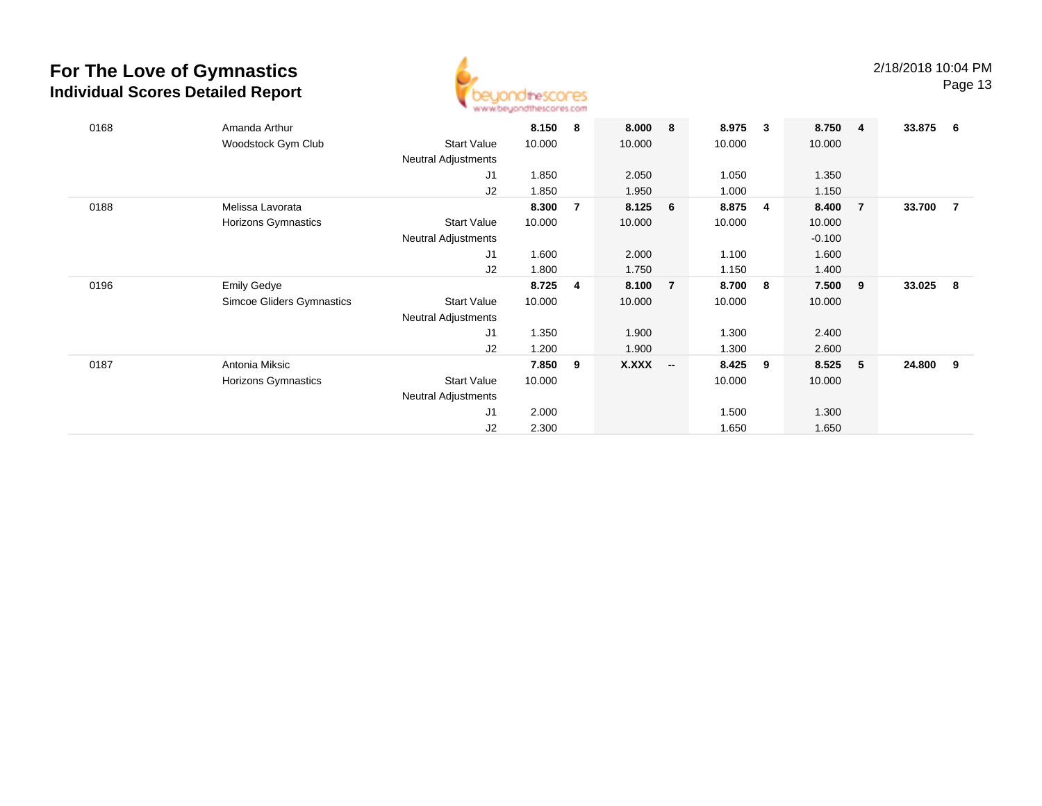# For The Love of Gymnastics
## Individual Scores Detailed Report

2/18/2018 10:04 PM

| | | | | | | | | | | | | |
|---|---|---|---|---|---|---|---|---|---|---|---|---|
| 0168 | Amanda Arthur | | **8.150** | **8** | **8.000** | **8** | **8.975** | **3** | **8.750** | **4** | **33.875** | **6** |
| | Woodstock Gym Club | Start Value | 10.000 | | 10.000 | | 10.000 | | 10.000 | | | |
| | | Neutral Adjustments | | | | | | | | | | |
| | | J1 | 1.850 | | 2.050 | | 1.050 | | 1.350 | | | |
| | | J2 | 1.850 | | 1.950 | | 1.000 | | 1.150 | | | |
| 0188 | Melissa Lavorata | | **8.300** | **7** | **8.125** | **6** | **8.875** | **4** | **8.400** | **7** | **33.700** | **7** |
| | Horizons Gymnastics | Start Value | 10.000 | | 10.000 | | 10.000 | | 10.000 | | | |
| | | Neutral Adjustments | | | | | | | -0.100 | | | |
| | | J1 | 1.600 | | 2.000 | | 1.100 | | 1.600 | | | |
| | | J2 | 1.800 | | 1.750 | | 1.150 | | 1.400 | | | |
| 0196 | Emily Gedye | | **8.725** | **4** | **8.100** | **7** | **8.700** | **8** | **7.500** | **9** | **33.025** | **8** |
| | Simcoe Gliders Gymnastics | Start Value | 10.000 | | 10.000 | | 10.000 | | 10.000 | | | |
| | | Neutral Adjustments | | | | | | | | | | |
| | | J1 | 1.350 | | 1.900 | | 1.300 | | 2.400 | | | |
| | | J2 | 1.200 | | 1.900 | | 1.300 | | 2.600 | | | |
| 0187 | Antonia Miksic | | **7.850** | **9** | **X.XXX** | **--** | **8.425** | **9** | **8.525** | **5** | **24.800** | **9** |
| | Horizons Gymnastics | Start Value | 10.000 | | | | 10.000 | | 10.000 | | | |
| | | Neutral Adjustments | | | | | | | | | | |
| | | J1 | 2.000 | | | | 1.500 | | 1.300 | | | |
| | | J2 | 2.300 | | | | 1.650 | | 1.650 | | | |